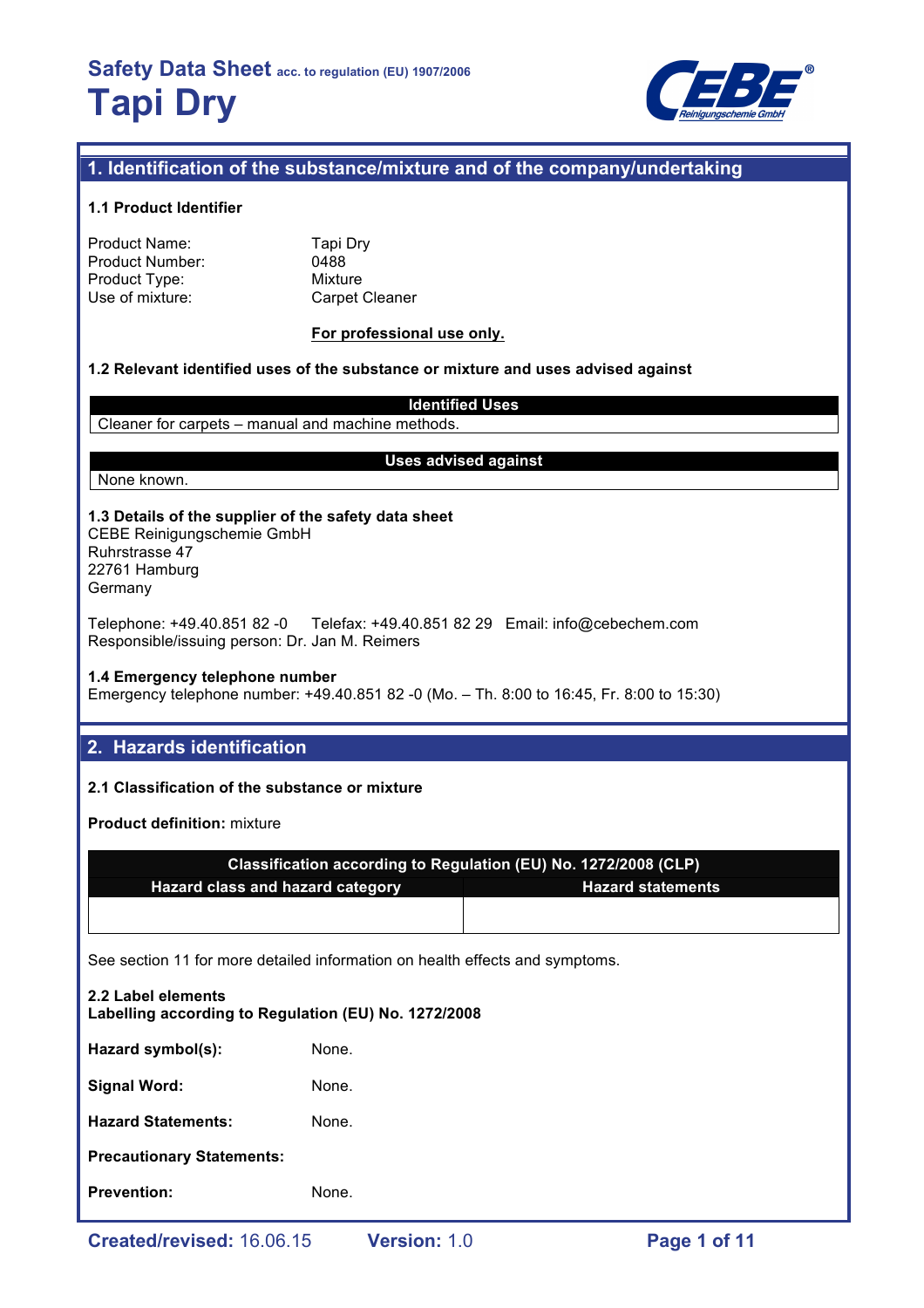# Safety Data Sheet acc. to regulation (EU) 1907/2006

# Tapi Dry

## 1. Identification of the substance/mixture and of the company/undertaking

### 1.1 Product Identifier

Product Name: Tapi Dry
Product Number: 0488
Product Type: Mixture
Use of mixture: Carpet Cleaner

**For professional use only.**

### 1.2 Relevant identified uses of the substance or mixture and uses advised against

| Identified Uses |
|---|
| Cleaner for carpets – manual and machine methods. |

| Uses advised against |
|---|
| None known. |

### 1.3 Details of the supplier of the safety data sheet

CEBE Reinigungschemie GmbH
Ruhrstrasse 47
22761 Hamburg
Germany

Telephone: +49.40.851 82 -0 Telefax: +49.40.851 82 29 Email: info@cebechem.com
Responsible/issuing person: Dr. Jan M. Reimers

### 1.4 Emergency telephone number

Emergency telephone number: +49.40.851 82 -0 (Mo. – Th. 8:00 to 16:45, Fr. 8:00 to 15:30)

## 2. Hazards identification

### 2.1 Classification of the substance or mixture

**Product definition:** mixture

| Classification according to Regulation (EU) No. 1272/2008 (CLP) | |
|---|---|
| **Hazard class and hazard category** | **Hazard statements** |
| | |

See section 11 for more detailed information on health effects and symptoms.

### 2.2 Label elements

**Labelling according to Regulation (EU) No. 1272/2008**

**Hazard symbol(s):** None.

**Signal Word:** None.

**Hazard Statements:** None.

**Precautionary Statements:**

**Prevention:** None.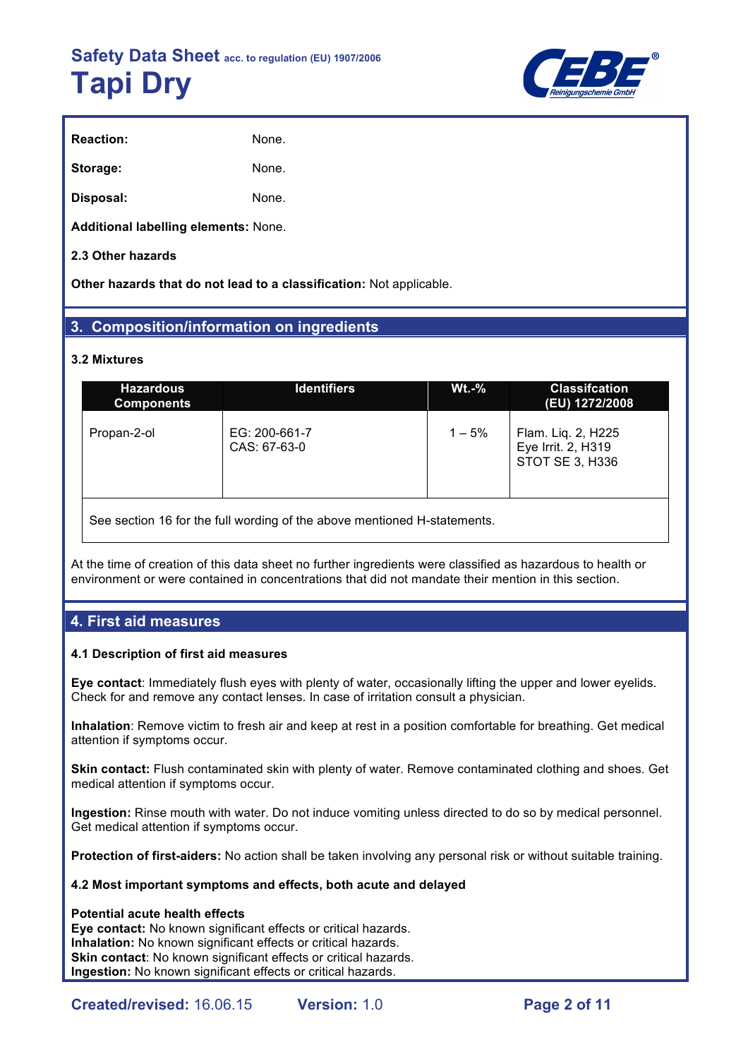**Reaction:** None.

**Storage:** None.

**Disposal:** None.

**Additional labelling elements:** None.

**2.3 Other hazards**

**Other hazards that do not lead to a classification:** Not applicable.

## 3. Composition/information on ingredients

**3.2 Mixtures**

| Hazardous Components | Identifiers | Wt.-% | Classifcation (EU) 1272/2008 |
|---|---|---|---|
| Propan-2-ol | EG: 200-661-7<br>CAS: 67-63-0 | 1 – 5% | Flam. Liq. 2, H225<br>Eye Irrit. 2, H319<br>STOT SE 3, H336 |
| See section 16 for the full wording of the above mentioned H-statements. | | | |

At the time of creation of this data sheet no further ingredients were classified as hazardous to health or environment or were contained in concentrations that did not mandate their mention in this section.

## 4. First aid measures

**4.1 Description of first aid measures**

**Eye contact**: Immediately flush eyes with plenty of water, occasionally lifting the upper and lower eyelids. Check for and remove any contact lenses. In case of irritation consult a physician.

**Inhalation**: Remove victim to fresh air and keep at rest in a position comfortable for breathing. Get medical attention if symptoms occur.

**Skin contact:** Flush contaminated skin with plenty of water. Remove contaminated clothing and shoes. Get medical attention if symptoms occur.

**Ingestion:** Rinse mouth with water. Do not induce vomiting unless directed to do so by medical personnel. Get medical attention if symptoms occur.

**Protection of first-aiders:** No action shall be taken involving any personal risk or without suitable training.

**4.2 Most important symptoms and effects, both acute and delayed**

**Potential acute health effects**
**Eye contact:** No known significant effects or critical hazards.
**Inhalation:** No known significant effects or critical hazards.
**Skin contact**: No known significant effects or critical hazards.
**Ingestion:** No known significant effects or critical hazards.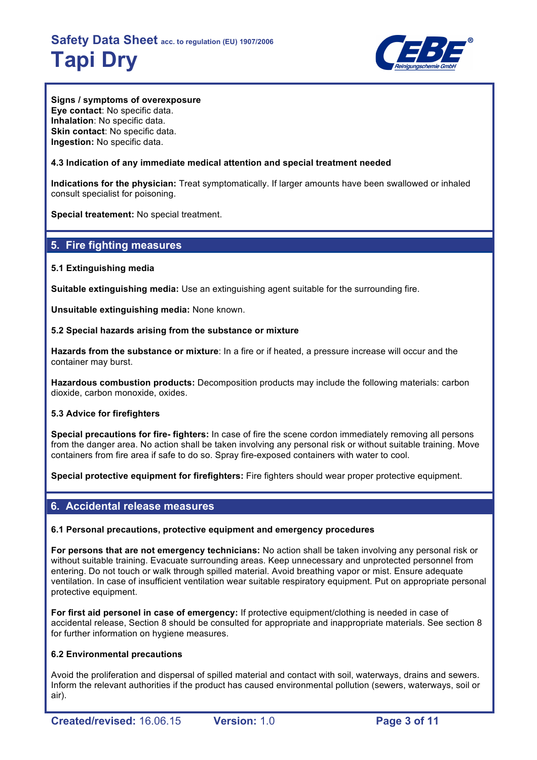**Signs / symptoms of overexposure**
**Eye contact**: No specific data.
**Inhalation**: No specific data.
**Skin contact**: No specific data.
**Ingestion:** No specific data.

**4.3 Indication of any immediate medical attention and special treatment needed**

**Indications for the physician:** Treat symptomatically. If larger amounts have been swallowed or inhaled consult specialist for poisoning.

**Special treatement:** No special treatment.

## 5. Fire fighting measures

**5.1 Extinguishing media**

**Suitable extinguishing media:** Use an extinguishing agent suitable for the surrounding fire.

**Unsuitable extinguishing media:** None known.

**5.2 Special hazards arising from the substance or mixture**

**Hazards from the substance or mixture**: In a fire or if heated, a pressure increase will occur and the container may burst.

**Hazardous combustion products:** Decomposition products may include the following materials: carbon dioxide, carbon monoxide, oxides.

**5.3 Advice for firefighters**

**Special precautions for fire- fighters:** In case of fire the scene cordon immediately removing all persons from the danger area. No action shall be taken involving any personal risk or without suitable training. Move containers from fire area if safe to do so. Spray fire-exposed containers with water to cool.

**Special protective equipment for firefighters:** Fire fighters should wear proper protective equipment.

## 6. Accidental release measures

**6.1 Personal precautions, protective equipment and emergency procedures**

**For persons that are not emergency technicians:** No action shall be taken involving any personal risk or without suitable training. Evacuate surrounding areas. Keep unnecessary and unprotected personnel from entering. Do not touch or walk through spilled material. Avoid breathing vapor or mist. Ensure adequate ventilation. In case of insufficient ventilation wear suitable respiratory equipment. Put on appropriate personal protective equipment.

**For first aid personel in case of emergency:** If protective equipment/clothing is needed in case of accidental release, Section 8 should be consulted for appropriate and inappropriate materials. See section 8 for further information on hygiene measures.

**6.2 Environmental precautions**

Avoid the proliferation and dispersal of spilled material and contact with soil, waterways, drains and sewers. Inform the relevant authorities if the product has caused environmental pollution (sewers, waterways, soil or air).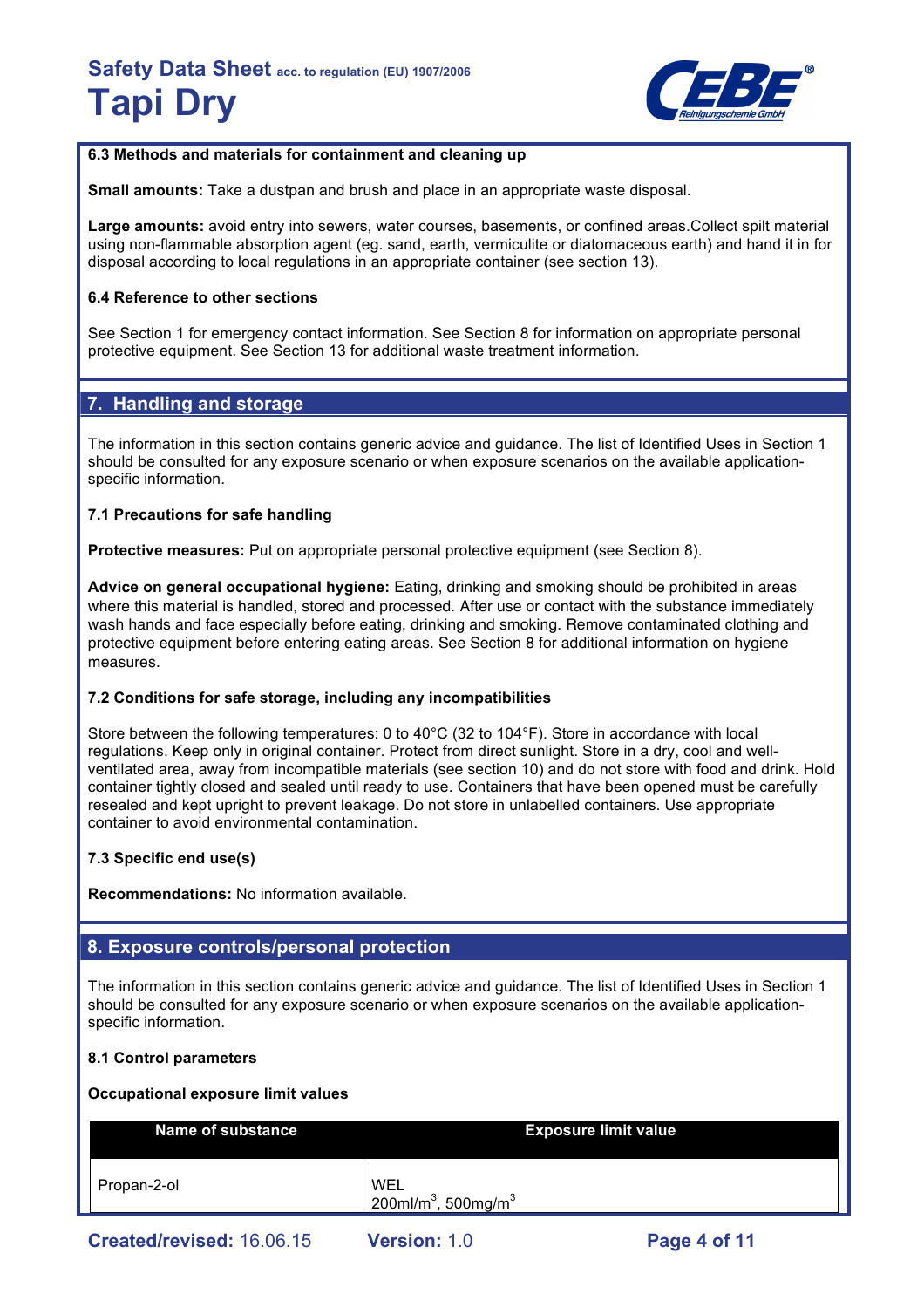### 6.3 Methods and materials for containment and cleaning up

**Small amounts:** Take a dustpan and brush and place in an appropriate waste disposal.

**Large amounts:** avoid entry into sewers, water courses, basements, or confined areas.Collect spilt material using non-flammable absorption agent (eg. sand, earth, vermiculite or diatomaceous earth) and hand it in for disposal according to local regulations in an appropriate container (see section 13).

### 6.4 Reference to other sections

See Section 1 for emergency contact information. See Section 8 for information on appropriate personal protective equipment. See Section 13 for additional waste treatment information.

## 7. Handling and storage

The information in this section contains generic advice and guidance. The list of Identified Uses in Section 1 should be consulted for any exposure scenario or when exposure scenarios on the available application-specific information.

### 7.1 Precautions for safe handling

**Protective measures:** Put on appropriate personal protective equipment (see Section 8).

**Advice on general occupational hygiene:** Eating, drinking and smoking should be prohibited in areas where this material is handled, stored and processed. After use or contact with the substance immediately wash hands and face especially before eating, drinking and smoking. Remove contaminated clothing and protective equipment before entering eating areas. See Section 8 for additional information on hygiene measures.

### 7.2 Conditions for safe storage, including any incompatibilities

Store between the following temperatures: 0 to 40°C (32 to 104°F). Store in accordance with local regulations. Keep only in original container. Protect from direct sunlight. Store in a dry, cool and well-ventilated area, away from incompatible materials (see section 10) and do not store with food and drink. Hold container tightly closed and sealed until ready to use. Containers that have been opened must be carefully resealed and kept upright to prevent leakage. Do not store in unlabelled containers. Use appropriate container to avoid environmental contamination.

### 7.3 Specific end use(s)

**Recommendations:** No information available.

## 8. Exposure controls/personal protection

The information in this section contains generic advice and guidance. The list of Identified Uses in Section 1 should be consulted for any exposure scenario or when exposure scenarios on the available application-specific information.

### 8.1 Control parameters

**Occupational exposure limit values**

| Name of substance | Exposure limit value |
|---|---|
| Propan-2-ol | WEL<br>$200ml/m^3$, $500mg/m^3$ |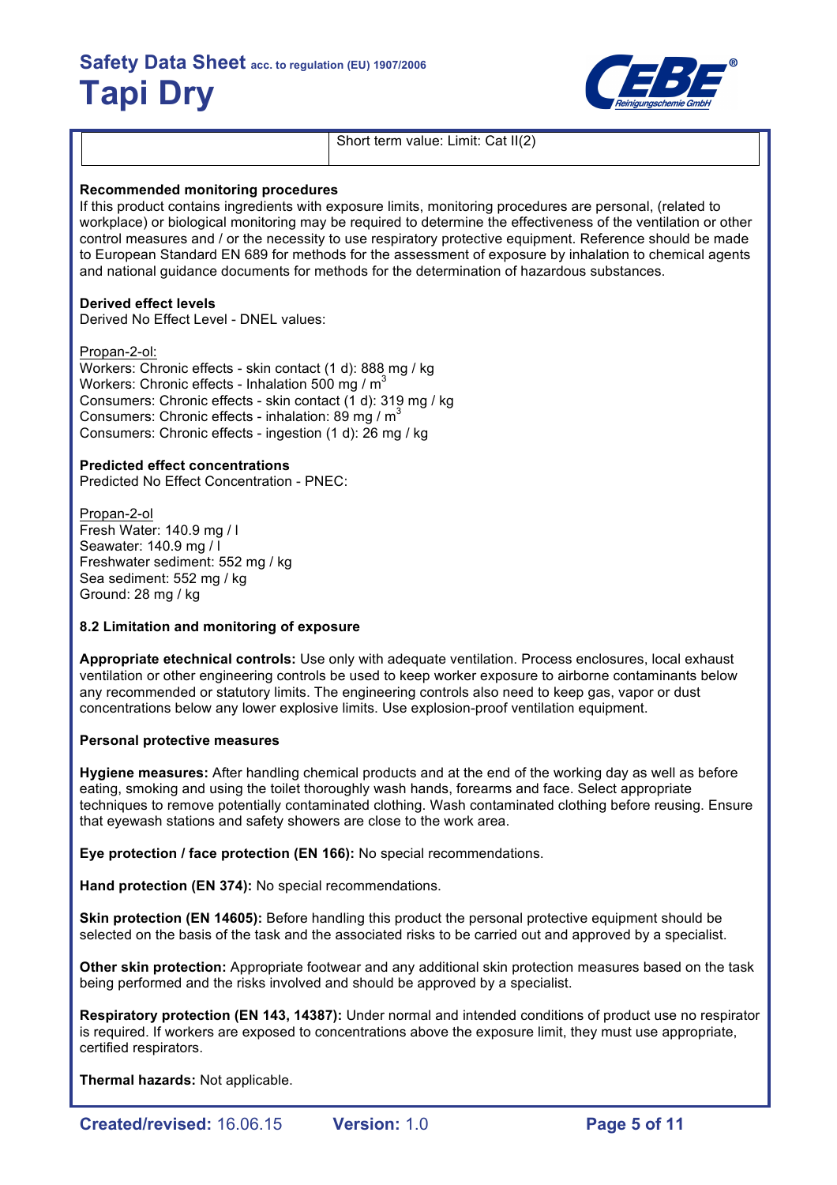| | Short term value: Limit: Cat II(2) |
| --- | --- |

**Recommended monitoring procedures**

If this product contains ingredients with exposure limits, monitoring procedures are personal, (related to workplace) or biological monitoring may be required to determine the effectiveness of the ventilation or other control measures and / or the necessity to use respiratory protective equipment. Reference should be made to European Standard EN 689 for methods for the assessment of exposure by inhalation to chemical agents and national guidance documents for methods for the determination of hazardous substances.

**Derived effect levels**

Derived No Effect Level - DNEL values:

Propan-2-ol:

Workers: Chronic effects - skin contact (1 d): 888 mg / kg
Workers: Chronic effects - Inhalation 500 mg / $m^3$
Consumers: Chronic effects - skin contact (1 d): 319 mg / kg
Consumers: Chronic effects - inhalation: 89 mg / $m^3$
Consumers: Chronic effects - ingestion (1 d): 26 mg / kg

**Predicted effect concentrations**

Predicted No Effect Concentration - PNEC:

Propan-2-ol

Fresh Water: 140.9 mg / l
Seawater: 140.9 mg / l
Freshwater sediment: 552 mg / kg
Sea sediment: 552 mg / kg
Ground: 28 mg / kg

**8.2 Limitation and monitoring of exposure**

**Appropriate etechnical controls:** Use only with adequate ventilation. Process enclosures, local exhaust ventilation or other engineering controls be used to keep worker exposure to airborne contaminants below any recommended or statutory limits. The engineering controls also need to keep gas, vapor or dust concentrations below any lower explosive limits. Use explosion-proof ventilation equipment.

**Personal protective measures**

**Hygiene measures:** After handling chemical products and at the end of the working day as well as before eating, smoking and using the toilet thoroughly wash hands, forearms and face. Select appropriate techniques to remove potentially contaminated clothing. Wash contaminated clothing before reusing. Ensure that eyewash stations and safety showers are close to the work area.

**Eye protection / face protection (EN 166):** No special recommendations.

**Hand protection (EN 374):** No special recommendations.

**Skin protection (EN 14605):** Before handling this product the personal protective equipment should be selected on the basis of the task and the associated risks to be carried out and approved by a specialist.

**Other skin protection:** Appropriate footwear and any additional skin protection measures based on the task being performed and the risks involved and should be approved by a specialist.

**Respiratory protection (EN 143, 14387):** Under normal and intended conditions of product use no respirator is required. If workers are exposed to concentrations above the exposure limit, they must use appropriate, certified respirators.

**Thermal hazards:** Not applicable.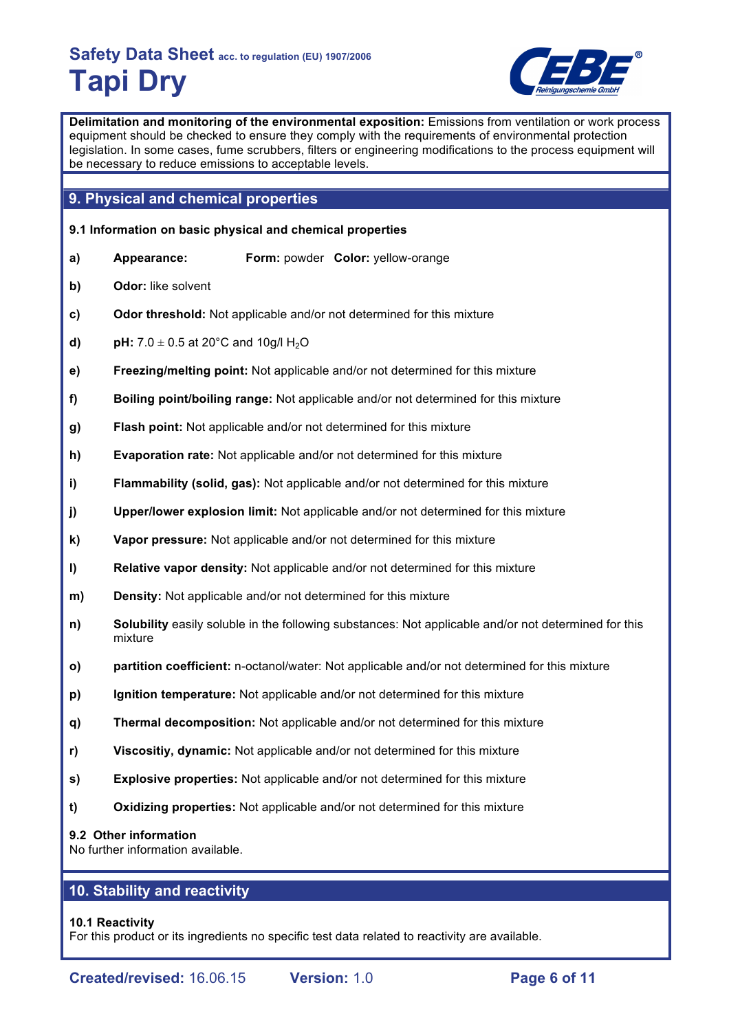**Delimitation and monitoring of the environmental exposition:** Emissions from ventilation or work process equipment should be checked to ensure they comply with the requirements of environmental protection legislation. In some cases, fume scrubbers, filters or engineering modifications to the process equipment will be necessary to reduce emissions to acceptable levels.

## 9. Physical and chemical properties

### 9.1 Information on basic physical and chemical properties

**a)** **Appearance:** **Form:** powder **Color:** yellow-orange

**b)** **Odor:** like solvent

**c)** **Odor threshold:** Not applicable and/or not determined for this mixture

**d)** **pH:** 7.0 ± 0.5 at 20°C and 10g/l $H_2O$

**e)** **Freezing/melting point:** Not applicable and/or not determined for this mixture

**f)** **Boiling point/boiling range:** Not applicable and/or not determined for this mixture

**g)** **Flash point:** Not applicable and/or not determined for this mixture

**h)** **Evaporation rate:** Not applicable and/or not determined for this mixture

**i)** **Flammability (solid, gas):** Not applicable and/or not determined for this mixture

**j)** **Upper/lower explosion limit:** Not applicable and/or not determined for this mixture

**k)** **Vapor pressure:** Not applicable and/or not determined for this mixture

**l)** **Relative vapor density:** Not applicable and/or not determined for this mixture

**m)** **Density:** Not applicable and/or not determined for this mixture

**n)** **Solubility** easily soluble in the following substances: Not applicable and/or not determined for this mixture

**o)** **partition coefficient:** n-octanol/water: Not applicable and/or not determined for this mixture

**p)** **Ignition temperature:** Not applicable and/or not determined for this mixture

**q)** **Thermal decomposition:** Not applicable and/or not determined for this mixture

**r)** **Viscositiy, dynamic:** Not applicable and/or not determined for this mixture

**s)** **Explosive properties:** Not applicable and/or not determined for this mixture

**t)** **Oxidizing properties:** Not applicable and/or not determined for this mixture

### 9.2 Other information

No further information available.

## 10. Stability and reactivity

### 10.1 Reactivity

For this product or its ingredients no specific test data related to reactivity are available.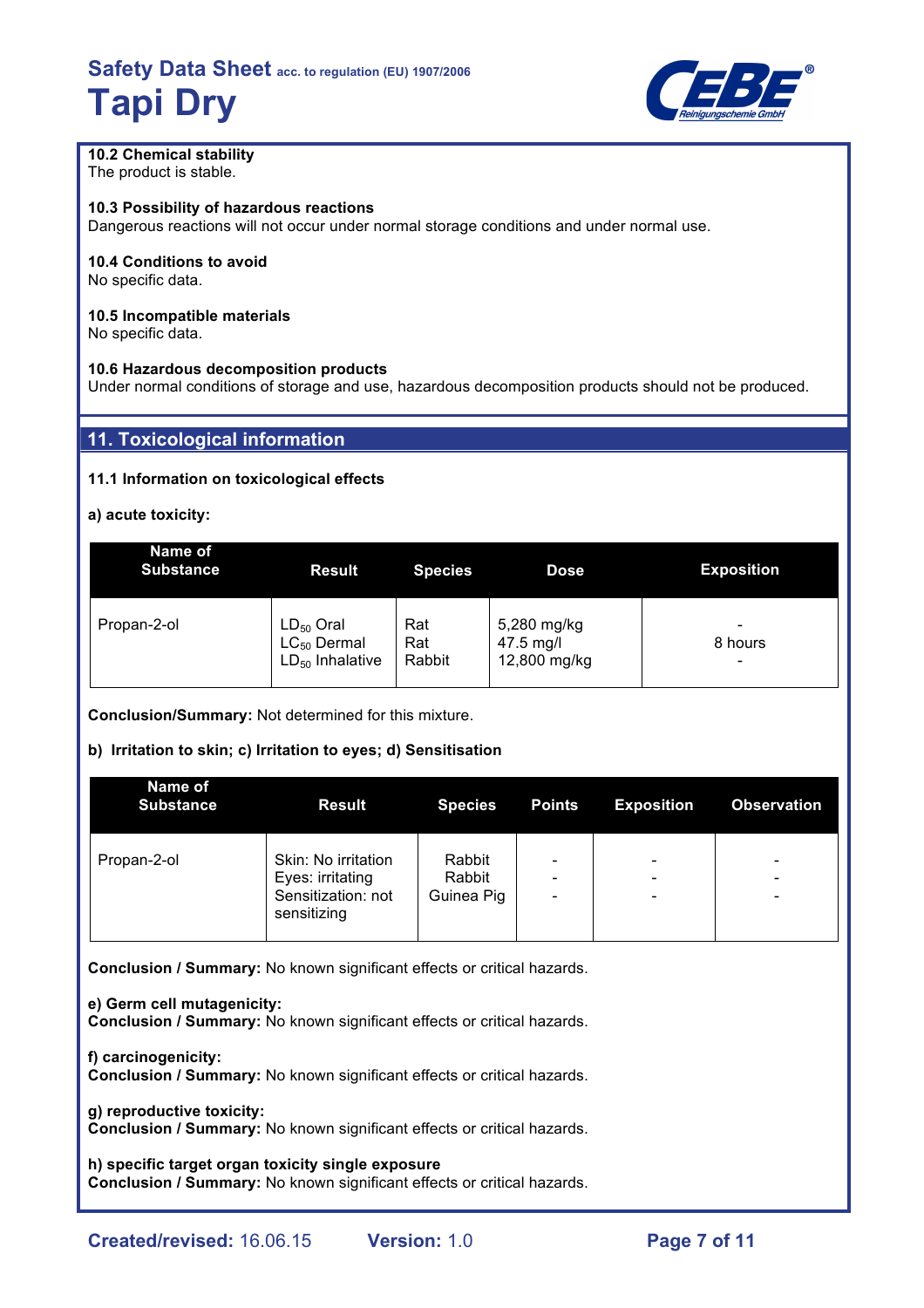**10.2 Chemical stability**
The product is stable.

**10.3 Possibility of hazardous reactions**
Dangerous reactions will not occur under normal storage conditions and under normal use.

**10.4 Conditions to avoid**
No specific data.

**10.5 Incompatible materials**
No specific data.

**10.6 Hazardous decomposition products**
Under normal conditions of storage and use, hazardous decomposition products should not be produced.

## 11. Toxicological information

**11.1 Information on toxicological effects**

**a) acute toxicity:**

| Name of Substance | Result | Species | Dose | Exposition |
|---|---|---|---|---|
| Propan-2-ol | $LD_{50}$ Oral<br>$LC_{50}$ Dermal<br>$LD_{50}$ Inhalative | Rat<br>Rat<br>Rabbit | 5,280 mg/kg<br>47.5 mg/l<br>12,800 mg/kg | -<br>8 hours<br>- |

**Conclusion/Summary:** Not determined for this mixture.

**b) Irritation to skin; c) Irritation to eyes; d) Sensitisation**

| Name of Substance | Result | Species | Points | Exposition | Observation |
|---|---|---|---|---|---|
| Propan-2-ol | Skin: No irritation<br>Eyes: irritating<br>Sensitization: not sensitizing | Rabbit<br>Rabbit<br>Guinea Pig | -<br>-<br>- | -<br>-<br>- | -<br>-<br>- |

**Conclusion / Summary:** No known significant effects or critical hazards.

**e) Germ cell mutagenicity:**
**Conclusion / Summary:** No known significant effects or critical hazards.

**f) carcinogenicity:**
**Conclusion / Summary:** No known significant effects or critical hazards.

**g) reproductive toxicity:**
**Conclusion / Summary:** No known significant effects or critical hazards.

**h) specific target organ toxicity single exposure**
**Conclusion / Summary:** No known significant effects or critical hazards.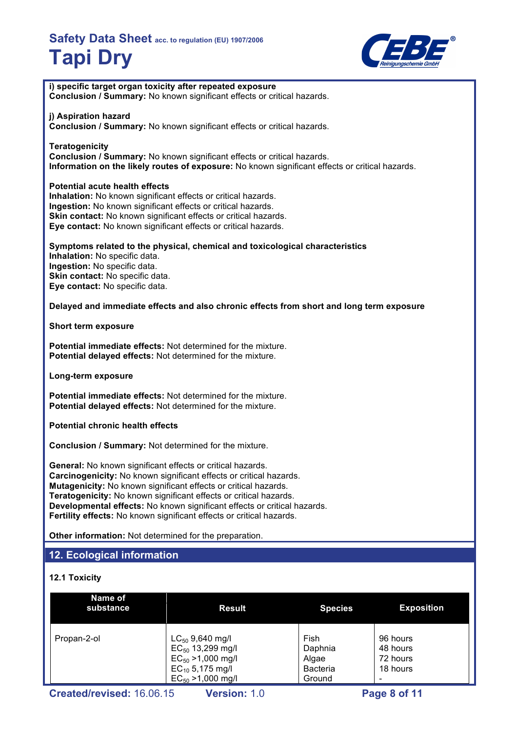**i) specific target organ toxicity after repeated exposure**
**Conclusion / Summary:** No known significant effects or critical hazards.

**j) Aspiration hazard**
**Conclusion / Summary:** No known significant effects or critical hazards.

**Teratogenicity**
**Conclusion / Summary:** No known significant effects or critical hazards.
**Information on the likely routes of exposure:** No known significant effects or critical hazards.

**Potential acute health effects**
**Inhalation:** No known significant effects or critical hazards.
**Ingestion:** No known significant effects or critical hazards.
**Skin contact:** No known significant effects or critical hazards.
**Eye contact:** No known significant effects or critical hazards.

**Symptoms related to the physical, chemical and toxicological characteristics**
**Inhalation:** No specific data.
**Ingestion:** No specific data.
**Skin contact:** No specific data.
**Eye contact:** No specific data.

**Delayed and immediate effects and also chronic effects from short and long term exposure**

**Short term exposure**

**Potential immediate effects:** Not determined for the mixture.
**Potential delayed effects:** Not determined for the mixture.

**Long-term exposure**

**Potential immediate effects:** Not determined for the mixture.
**Potential delayed effects:** Not determined for the mixture.

**Potential chronic health effects**

**Conclusion / Summary:** Not determined for the mixture.

**General:** No known significant effects or critical hazards.
**Carcinogenicity:** No known significant effects or critical hazards.
**Mutagenicity:** No known significant effects or critical hazards.
**Teratogenicity:** No known significant effects or critical hazards.
**Developmental effects:** No known significant effects or critical hazards.
**Fertility effects:** No known significant effects or critical hazards.

**Other information:** Not determined for the preparation.

## 12. Ecological information

### 12.1 Toxicity

| Name of substance | Result | Species | Exposition |
|---|---|---|---|
| Propan-2-ol | $LC_{50}$ 9,640 mg/l<br>$EC_{50}$ 13,299 mg/l<br>$EC_{50}$ >1,000 mg/l<br>$EC_{10}$ 5,175 mg/l<br>$EC_{50}$ >1,000 mg/l | Fish<br>Daphnia<br>Algae<br>Bacteria<br>Ground | 96 hours<br>48 hours<br>72 hours<br>18 hours<br>- |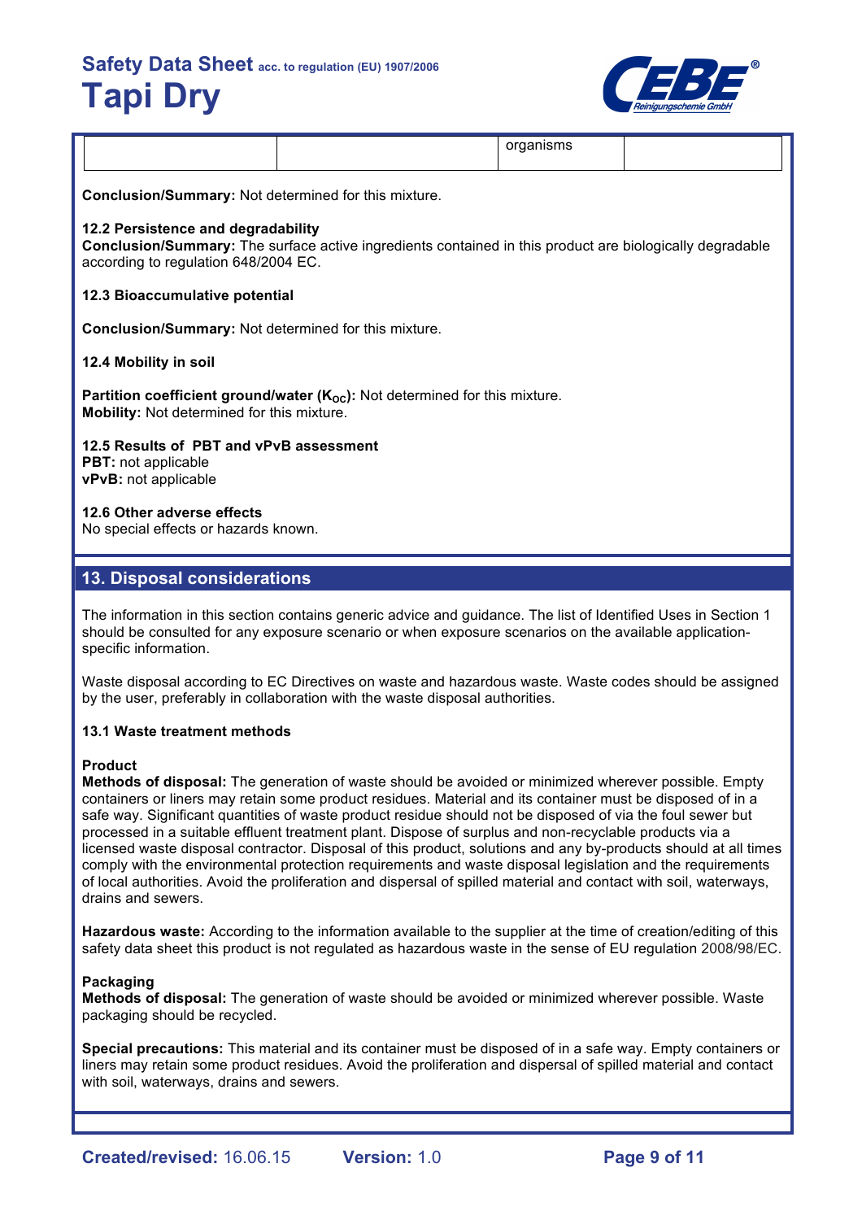|  |  | organisms |  |
|---|---|---|---|

**Conclusion/Summary:** Not determined for this mixture.

**12.2 Persistence and degradability**
**Conclusion/Summary:** The surface active ingredients contained in this product are biologically degradable according to regulation 648/2004 EC.

**12.3 Bioaccumulative potential**

**Conclusion/Summary:** Not determined for this mixture.

**12.4 Mobility in soil**

**Partition coefficient ground/water ($K_{OC}$):** Not determined for this mixture.
**Mobility:** Not determined for this mixture.

**12.5 Results of PBT and vPvB assessment**
**PBT:** not applicable
**vPvB:** not applicable

**12.6 Other adverse effects**
No special effects or hazards known.

## 13. Disposal considerations

The information in this section contains generic advice and guidance. The list of Identified Uses in Section 1 should be consulted for any exposure scenario or when exposure scenarios on the available application-specific information.

Waste disposal according to EC Directives on waste and hazardous waste. Waste codes should be assigned by the user, preferably in collaboration with the waste disposal authorities.

**13.1 Waste treatment methods**

**Product**
**Methods of disposal:** The generation of waste should be avoided or minimized wherever possible. Empty containers or liners may retain some product residues. Material and its container must be disposed of in a safe way. Significant quantities of waste product residue should not be disposed of via the foul sewer but processed in a suitable effluent treatment plant. Dispose of surplus and non-recyclable products via a licensed waste disposal contractor. Disposal of this product, solutions and any by-products should at all times comply with the environmental protection requirements and waste disposal legislation and the requirements of local authorities. Avoid the proliferation and dispersal of spilled material and contact with soil, waterways, drains and sewers.

**Hazardous waste:** According to the information available to the supplier at the time of creation/editing of this safety data sheet this product is not regulated as hazardous waste in the sense of EU regulation 2008/98/EC.

**Packaging**
**Methods of disposal:** The generation of waste should be avoided or minimized wherever possible. Waste packaging should be recycled.

**Special precautions:** This material and its container must be disposed of in a safe way. Empty containers or liners may retain some product residues. Avoid the proliferation and dispersal of spilled material and contact with soil, waterways, drains and sewers.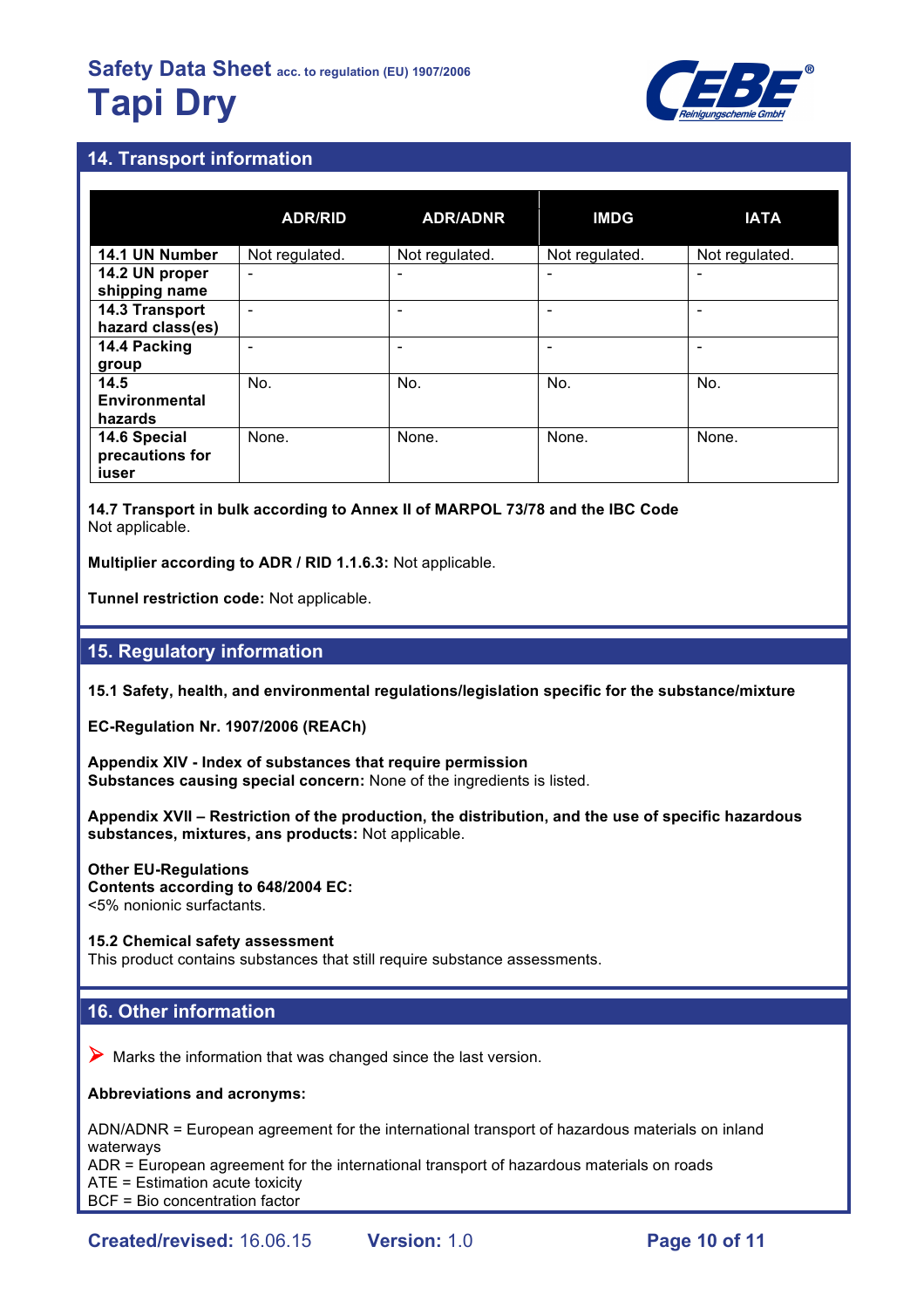## 14. Transport information

| | ADR/RID | ADR/ADNR | IMDG | IATA |
|---|---|---|---|---|
| **14.1 UN Number** | Not regulated. | Not regulated. | Not regulated. | Not regulated. |
| **14.2 UN proper shipping name** | - | - | - | - |
| **14.3 Transport hazard class(es)** | - | - | - | - |
| **14.4 Packing group** | - | - | - | - |
| **14.5 Environmental hazards** | No. | No. | No. | No. |
| **14.6 Special precautions for iuser** | None. | None. | None. | None. |

**14.7 Transport in bulk according to Annex II of MARPOL 73/78 and the IBC Code**
Not applicable.

**Multiplier according to ADR / RID 1.1.6.3:** Not applicable.

**Tunnel restriction code:** Not applicable.

## 15. Regulatory information

**15.1 Safety, health, and environmental regulations/legislation specific for the substance/mixture**

**EC-Regulation Nr. 1907/2006 (REACh)**

**Appendix XIV - Index of substances that require permission**
**Substances causing special concern:** None of the ingredients is listed.

**Appendix XVII – Restriction of the production, the distribution, and the use of specific hazardous substances, mixtures, ans products:** Not applicable.

**Other EU-Regulations**
**Contents according to 648/2004 EC:**
<5% nonionic surfactants.

**15.2 Chemical safety assessment**
This product contains substances that still require substance assessments.

## 16. Other information

➤ Marks the information that was changed since the last version.

**Abbreviations and acronyms:**

ADN/ADNR = European agreement for the international transport of hazardous materials on inland waterways
ADR = European agreement for the international transport of hazardous materials on roads
ATE = Estimation acute toxicity
BCF = Bio concentration factor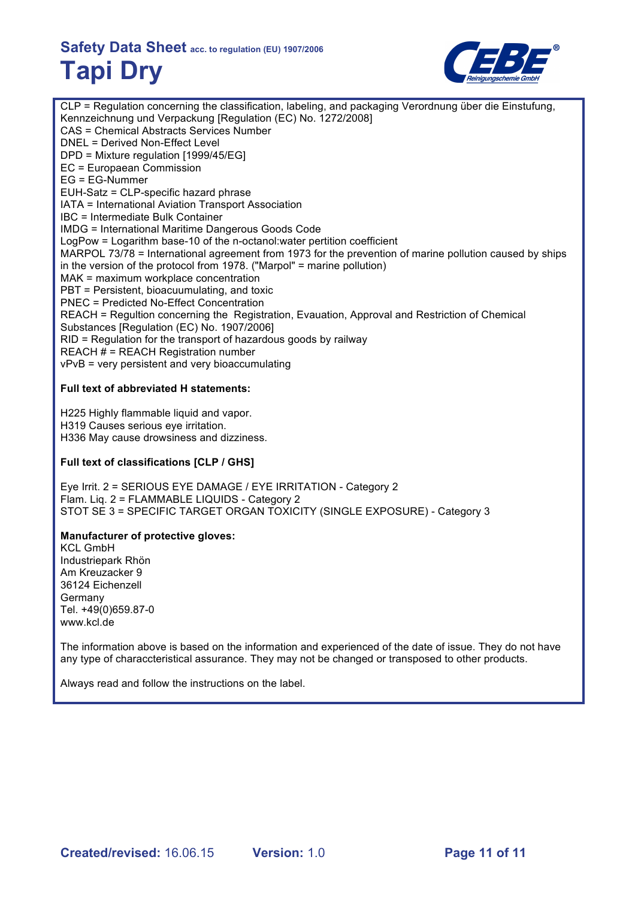CLP = Regulation concerning the classification, labeling, and packaging Verordnung über die Einstufung, Kennzeichnung und Verpackung [Regulation (EC) No. 1272/2008]
CAS = Chemical Abstracts Services Number
DNEL = Derived Non-Effect Level
DPD = Mixture regulation [1999/45/EG]
EC = European Commission
EG = EG-Nummer
EUH-Satz = CLP-specific hazard phrase
IATA = International Aviation Transport Association
IBC = Intermediate Bulk Container
IMDG = International Maritime Dangerous Goods Code
LogPow = Logarithm base-10 of the n-octanol:water partition coefficient
MARPOL 73/78 = International agreement from 1973 for the prevention of marine pollution caused by ships in the version of the protocol from 1978. ("Marpol" = marine pollution)
MAK = maximum workplace concentration
PBT = Persistent, bioacuumulating, and toxic
PNEC = Predicted No-Effect Concentration
REACH = Regultion concerning the  Registration, Evauation, Approval and Restriction of Chemical Substances [Regulation (EC) No. 1907/2006]
RID = Regulation for the transport of hazardous goods by railway
REACH # = REACH Registration number
vPvB = very persistent and very bioaccumulating

**Full text of abbreviated H statements:**

H225 Highly flammable liquid and vapor.
H319 Causes serious eye irritation.
H336 May cause drowsiness and dizziness.

**Full text of classifications [CLP / GHS]**

Eye Irrit. 2 = SERIOUS EYE DAMAGE / EYE IRRITATION - Category 2
Flam. Liq. 2 = FLAMMABLE LIQUIDS - Category 2
STOT SE 3 = SPECIFIC TARGET ORGAN TOXICITY (SINGLE EXPOSURE) - Category 3

**Manufacturer of protective gloves:**
KCL GmbH
Industriepark Rhön
Am Kreuzacker 9
36124 Eichenzell
Germany
Tel. +49(0)659.87-0
www.kcl.de

The information above is based on the information and experienced of the date of issue. They do not have any type of characcteristical assurance. They may not be changed or transposed to other products.

Always read and follow the instructions on the label.